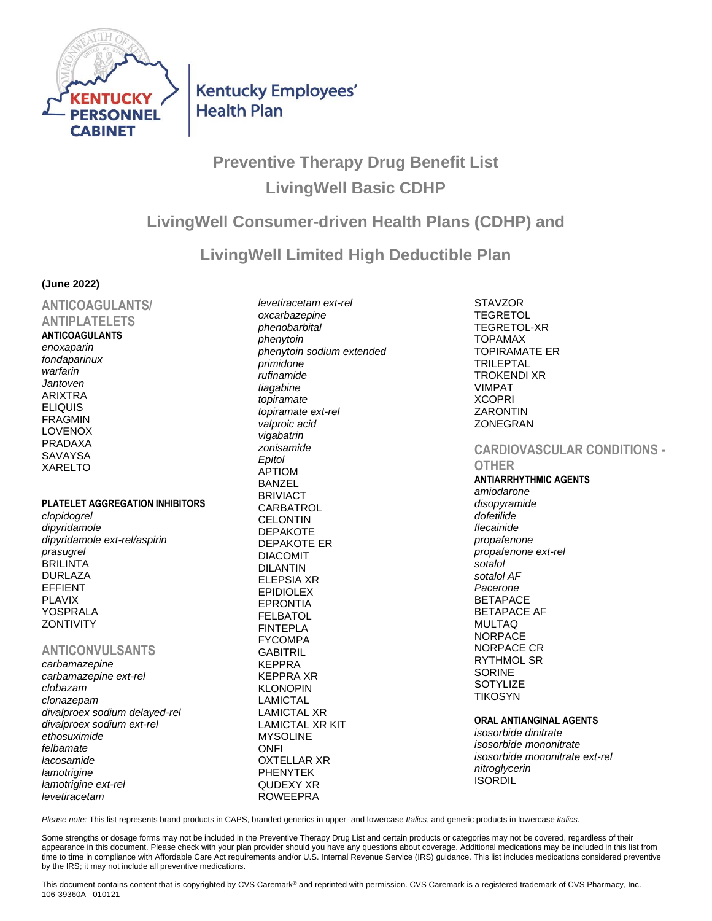Kentucky Personnel Cabinet

Kentucky Employees' Health Plan

# Preventive Therapy Drug Benefit List

# LivingWell Basic CDHP

# LivingWell Consumer-driven Health Plans (CDHP) and

# LivingWell Limited High Deductible Plan

**(June 2022)**

## ANTICOAGULANTS/ ANTIPLATELETS

### ANTICOAGULANTS

*enoxaparin*
*fondaparinux*
*warfarin*
*Jantoven*
ARIXTRA
ELIQUIS
FRAGMIN
LOVENOX
PRADAXA
SAVAYSA
XARELTO

### PLATELET AGGREGATION INHIBITORS

*clopidogrel*
*dipyridamole*
*dipyridamole ext-rel/aspirin*
*prasugrel*
BRILINTA
DURLAZA
EFFIENT
PLAVIX
YOSPRALA
ZONTIVITY

## ANTICONVULSANTS

*carbamazepine*
*carbamazepine ext-rel*
*clobazam*
*clonazepam*
*divalproex sodium delayed-rel*
*divalproex sodium ext-rel*
*ethosuximide*
*felbamate*
*lacosamide*
*lamotrigine*
*lamotrigine ext-rel*
*levetiracetam*
*levetiracetam ext-rel*
*oxcarbazepine*
*phenobarbital*
*phenytoin*
*phenytoin sodium extended*
*primidone*
*rufinamide*
*tiagabine*
*topiramate*
*topiramate ext-rel*
*valproic acid*
*vigabatrin*
*zonisamide*
*Epitol*
APTIOM
BANZEL
BRIVIACT
CARBATROL
CELONTIN
DEPAKOTE
DEPAKOTE ER
DIACOMIT
DILANTIN
ELEPSIA XR
EPIDIOLEX
EPRONTIA
FELBATOL
FINTEPLA
FYCOMPA
GABITRIL
KEPPRA
KEPPRA XR
KLONOPIN
LAMICTAL
LAMICTAL XR
LAMICTAL XR KIT
MYSOLINE
ONFI
OXTELLAR XR
PHENYTEK
QUDEXY XR
ROWEEPRA
STAVZOR
TEGRETOL
TEGRETOL-XR
TOPAMAX
TOPIRAMATE ER
TRILEPTAL
TROKENDI XR
VIMPAT
XCOPRI
ZARONTIN
ZONEGRAN

## CARDIOVASCULAR CONDITIONS - OTHER

### ANTIARRHYTHMIC AGENTS

*amiodarone*
*disopyramide*
*dofetilide*
*flecainide*
*propafenone*
*propafenone ext-rel*
*sotalol*
*sotalol AF*
*Pacerone*
BETAPACE
BETAPACE AF
MULTAQ
NORPACE
NORPACE CR
RYTHMOL SR
SORINE
SOTYLIZE
TIKOSYN

### ORAL ANTIANGINAL AGENTS

*isosorbide dinitrate*
*isosorbide mononitrate*
*isosorbide mononitrate ext-rel*
*nitroglycerin*
ISORDIL

*Please note:* This list represents brand products in CAPS, branded generics in upper- and lowercase *Italics*, and generic products in lowercase *italics*.

Some strengths or dosage forms may not be included in the Preventive Therapy Drug List and certain products or categories may not be covered, regardless of their appearance in this document. Please check with your plan provider should you have any questions about coverage. Additional medications may be included in this list from time to time in compliance with Affordable Care Act requirements and/or U.S. Internal Revenue Service (IRS) guidance. This list includes medications considered preventive by the IRS; it may not include all preventive medications.

This document contains content that is copyrighted by CVS Caremark® and reprinted with permission. CVS Caremark is a registered trademark of CVS Pharmacy, Inc.
106-39360A 010121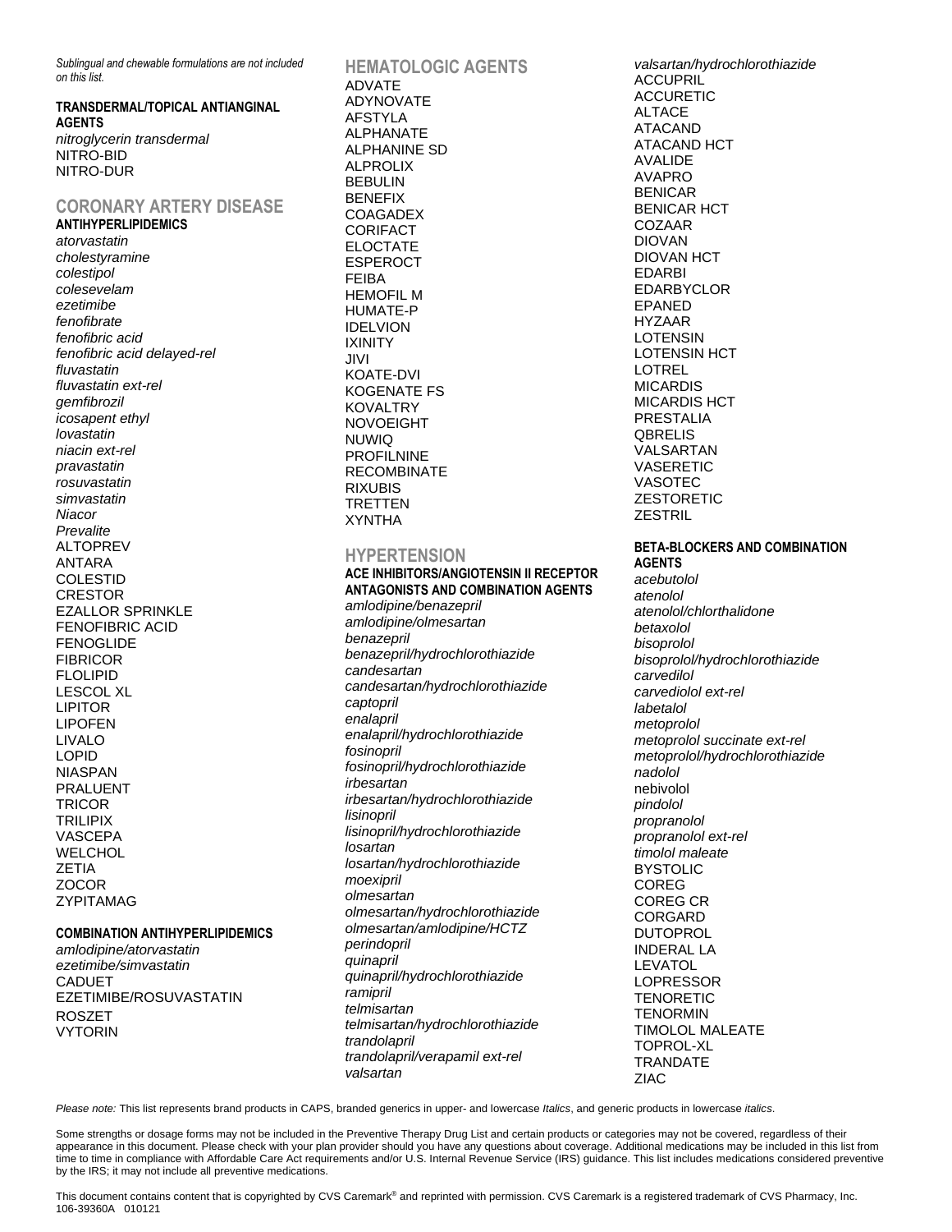*Sublingual and chewable formulations are not included on this list.*

**TRANSDERMAL/TOPICAL ANTIANGINAL AGENTS**

*nitroglycerin transdermal*
NITRO-BID
NITRO-DUR

## CORONARY ARTERY DISEASE

**ANTIHYPERLIPIDEMICS**

*atorvastatin*
*cholestyramine*
*colestipol*
*colesevelam*
*ezetimibe*
*fenofibrate*
*fenofibric acid*
*fenofibric acid delayed-rel*
*fluvastatin*
*fluvastatin ext-rel*
*gemfibrozil*
*icosapent ethyl*
*lovastatin*
*niacin ext-rel*
*pravastatin*
*rosuvastatin*
*simvastatin*
*Niacor*
*Prevalite*
ALTOPREV
ANTARA
COLESTID
CRESTOR
EZALLOR SPRINKLE
FENOFIBRIC ACID
FENOGLIDE
FIBRICOR
FLOLIPID
LESCOL XL
LIPITOR
LIPOFEN
LIVALO
LOPID
NIASPAN
PRALUENT
TRICOR
TRILIPIX
VASCEPA
WELCHOL
ZETIA
ZOCOR
ZYPITAMAG

**COMBINATION ANTIHYPERLIPIDEMICS**

*amlodipine/atorvastatin*
*ezetimibe/simvastatin*
CADUET
EZETIMIBE/ROSUVASTATIN
ROSZET
VYTORIN

## HEMATOLOGIC AGENTS

ADVATE
ADYNOVATE
AFSTYLA
ALPHANATE
ALPHANINE SD
ALPROLIX
BEBULIN
BENEFIX
COAGADEX
CORIFACT
ELOCTATE
ESPEROCT
FEIBA
HEMOFIL M
HUMATE-P
IDELVION
IXINITY
JIVI
KOATE-DVI
KOGENATE FS
KOVALTRY
NOVOEIGHT
NUWIQ
PROFILNINE
RECOMBINATE
RIXUBIS
TRETTEN
XYNTHA

## HYPERTENSION

**ACE INHIBITORS/ANGIOTENSIN II RECEPTOR ANTAGONISTS AND COMBINATION AGENTS**

*amlodipine/benazepril*
*amlodipine/olmesartan*
*benazepril*
*benazepril/hydrochlorothiazide*
*candesartan*
*candesartan/hydrochlorothiazide*
*captopril*
*enalapril*
*enalapril/hydrochlorothiazide*
*fosinopril*
*fosinopril/hydrochlorothiazide*
*irbesartan*
*irbesartan/hydrochlorothiazide*
*lisinopril*
*lisinopril/hydrochlorothiazide*
*losartan*
*losartan/hydrochlorothiazide*
*moexipril*
*olmesartan*
*olmesartan/hydrochlorothiazide*
*olmesartan/amlodipine/HCTZ*
*perindopril*
*quinapril*
*quinapril/hydrochlorothiazide*
*ramipril*
*telmisartan*
*telmisartan/hydrochlorothiazide*
*trandolapril*
*trandolapril/verapamil ext-rel*
*valsartan*
*valsartan/hydrochlorothiazide*
ACCUPRIL
ACCURETIC
ALTACE
ATACAND
ATACAND HCT
AVALIDE
AVAPRO
BENICAR
BENICAR HCT
COZAAR
DIOVAN
DIOVAN HCT
EDARBI
EDARBYCLOR
EPANED
HYZAAR
LOTENSIN
LOTENSIN HCT
LOTREL
MICARDIS
MICARDIS HCT
PRESTALIA
QBRELIS
VALSARTAN
VASERETIC
VASOTEC
ZESTORETIC
ZESTRIL

**BETA-BLOCKERS AND COMBINATION AGENTS**

*acebutolol*
*atenolol*
*atenolol/chlorthalidone*
*betaxolol*
*bisoprolol*
*bisoprolol/hydrochlorothiazide*
*carvedilol*
*carvediolol ext-rel*
*labetalol*
*metoprolol*
*metoprolol succinate ext-rel*
*metoprolol/hydrochlorothiazide*
*nadolol*
nebivolol
*pindolol*
*propranolol*
*propranolol ext-rel*
*timolol maleate*
BYSTOLIC
COREG
COREG CR
CORGARD
DUTOPROL
INDERAL LA
LEVATOL
LOPRESSOR
TENORETIC
TENORMIN
TIMOLOL MALEATE
TOPROL-XL
TRANDATE
ZIAC

*Please note:* This list represents brand products in CAPS, branded generics in upper- and lowercase *Italics*, and generic products in lowercase *italics*.

Some strengths or dosage forms may not be included in the Preventive Therapy Drug List and certain products or categories may not be covered, regardless of their appearance in this document. Please check with your plan provider should you have any questions about coverage. Additional medications may be included in this list from time to time in compliance with Affordable Care Act requirements and/or U.S. Internal Revenue Service (IRS) guidance. This list includes medications considered preventive by the IRS; it may not include all preventive medications.

This document contains content that is copyrighted by CVS Caremark® and reprinted with permission. CVS Caremark is a registered trademark of CVS Pharmacy, Inc.
106-39360A 010121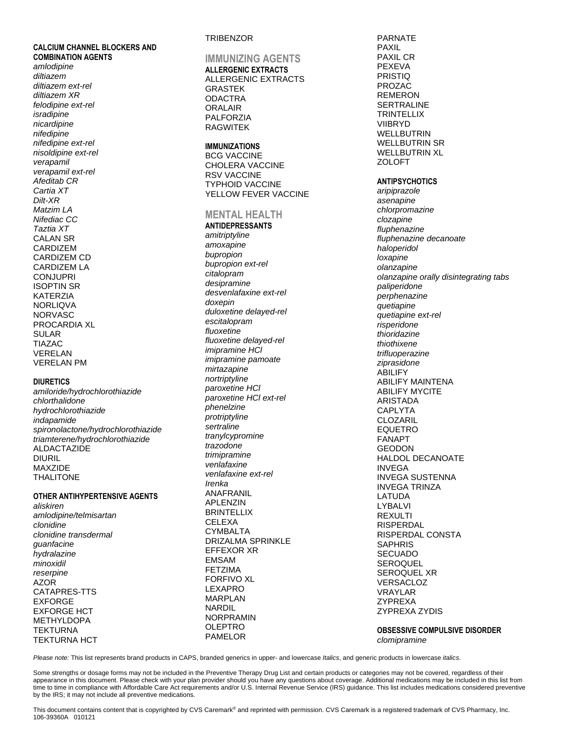#### CALCIUM CHANNEL BLOCKERS AND COMBINATION AGENTS

*amlodipine*
*diltiazem*
*diltiazem ext-rel*
*diltiazem XR*
*felodipine ext-rel*
*isradipine*
*nicardipine*
*nifedipine*
*nifedipine ext-rel*
*nisoldipine ext-rel*
*verapamil*
*verapamil ext-rel*
*Afeditab CR*
*Cartia XT*
*Dilt-XR*
*Matzim LA*
*Nifediac CC*
*Taztia XT*
CALAN SR
CARDIZEM
CARDIZEM CD
CARDIZEM LA
CONJUPRI
ISOPTIN SR
KATERZIA
NORLIQVA
NORVASC
PROCARDIA XL
SULAR
TIAZAC
VERELAN
VERELAN PM

#### DIURETICS

*amiloride/hydrochlorothiazide*
*chlorthalidone*
*hydrochlorothiazide*
*indapamide*
*spironolactone/hydrochlorothiazide*
*triamterene/hydrochlorothiazide*
ALDACTAZIDE
DIURIL
MAXZIDE
THALITONE

#### OTHER ANTIHYPERTENSIVE AGENTS

*aliskiren*
*amlodipine/telmisartan*
*clonidine*
*clonidine transdermal*
*guanfacine*
*hydralazine*
*minoxidil*
*reserpine*
AZOR
CATAPRES-TTS
EXFORGE
EXFORGE HCT
METHYLDOPA
TEKTURNA
TEKTURNA HCT
TRIBENZOR

## IMMUNIZING AGENTS

#### ALLERGENIC EXTRACTS

ALLERGENIC EXTRACTS
GRASTEK
ODACTRA
ORALAIR
PALFORZIA
RAGWITEK

#### IMMUNIZATIONS

BCG VACCINE
CHOLERA VACCINE
RSV VACCINE
TYPHOID VACCINE
YELLOW FEVER VACCINE

## MENTAL HEALTH

#### ANTIDEPRESSANTS

*amitriptyline*
*amoxapine*
*bupropion*
*bupropion ext-rel*
*citalopram*
*desipramine*
*desvenlafaxine ext-rel*
*doxepin*
*duloxetine delayed-rel*
*escitalopram*
*fluoxetine*
*fluoxetine delayed-rel*
*imipramine HCl*
*imipramine pamoate*
*mirtazapine*
*nortriptyline*
*paroxetine HCl*
*paroxetine HCl ext-rel*
*phenelzine*
*protriptyline*
*sertraline*
*tranylcypromine*
*trazodone*
*trimipramine*
*venlafaxine*
*venlafaxine ext-rel*
*Irenka*
ANAFRANIL
APLENZIN
BRINTELLIX
CELEXA
CYMBALTA
DRIZALMA SPRINKLE
EFFEXOR XR
EMSAM
FETZIMA
FORFIVO XL
LEXAPRO
MARPLAN
NARDIL
NORPRAMIN
OLEPTRO
PAMELOR
PARNATE
PAXIL
PAXIL CR
PEXEVA
PRISTIQ
PROZAC
REMERON
SERTRALINE
TRINTELLIX
VIIBRYD
WELLBUTRIN
WELLBUTRIN SR
WELLBUTRIN XL
ZOLOFT

#### ANTIPSYCHOTICS

*aripiprazole*
*asenapine*
*chlorpromazine*
*clozapine*
*fluphenazine*
*fluphenazine decanoate*
*haloperidol*
*loxapine*
*olanzapine*
*olanzapine orally disintegrating tabs*
*paliperidone*
*perphenazine*
*quetiapine*
*quetiapine ext-rel*
*risperidone*
*thioridazine*
*thiothixene*
*trifluoperazine*
*ziprasidone*
ABILIFY
ABILIFY MAINTENA
ABILIFY MYCITE
ARISTADA
CAPLYTA
CLOZARIL
EQUETRO
FANAPT
GEODON
HALDOL DECANOATE
INVEGA
INVEGA SUSTENNA
INVEGA TRINZA
LATUDA
LYBALVI
REXULTI
RISPERDAL
RISPERDAL CONSTA
SAPHRIS
SECUADO
SEROQUEL
SEROQUEL XR
VERSACLOZ
VRAYLAR
ZYPREXA
ZYPREXA ZYDIS

#### OBSESSIVE COMPULSIVE DISORDER

*clomipramine*

*Please note:* This list represents brand products in CAPS, branded generics in upper- and lowercase *Italics*, and generic products in lowercase *italics*.

Some strengths or dosage forms may not be included in the Preventive Therapy Drug List and certain products or categories may not be covered, regardless of their appearance in this document. Please check with your plan provider should you have any questions about coverage. Additional medications may be included in this list from time to time in compliance with Affordable Care Act requirements and/or U.S. Internal Revenue Service (IRS) guidance. This list includes medications considered preventive by the IRS; it may not include all preventive medications.

This document contains content that is copyrighted by CVS Caremark® and reprinted with permission. CVS Caremark is a registered trademark of CVS Pharmacy, Inc.
106-39360A 010121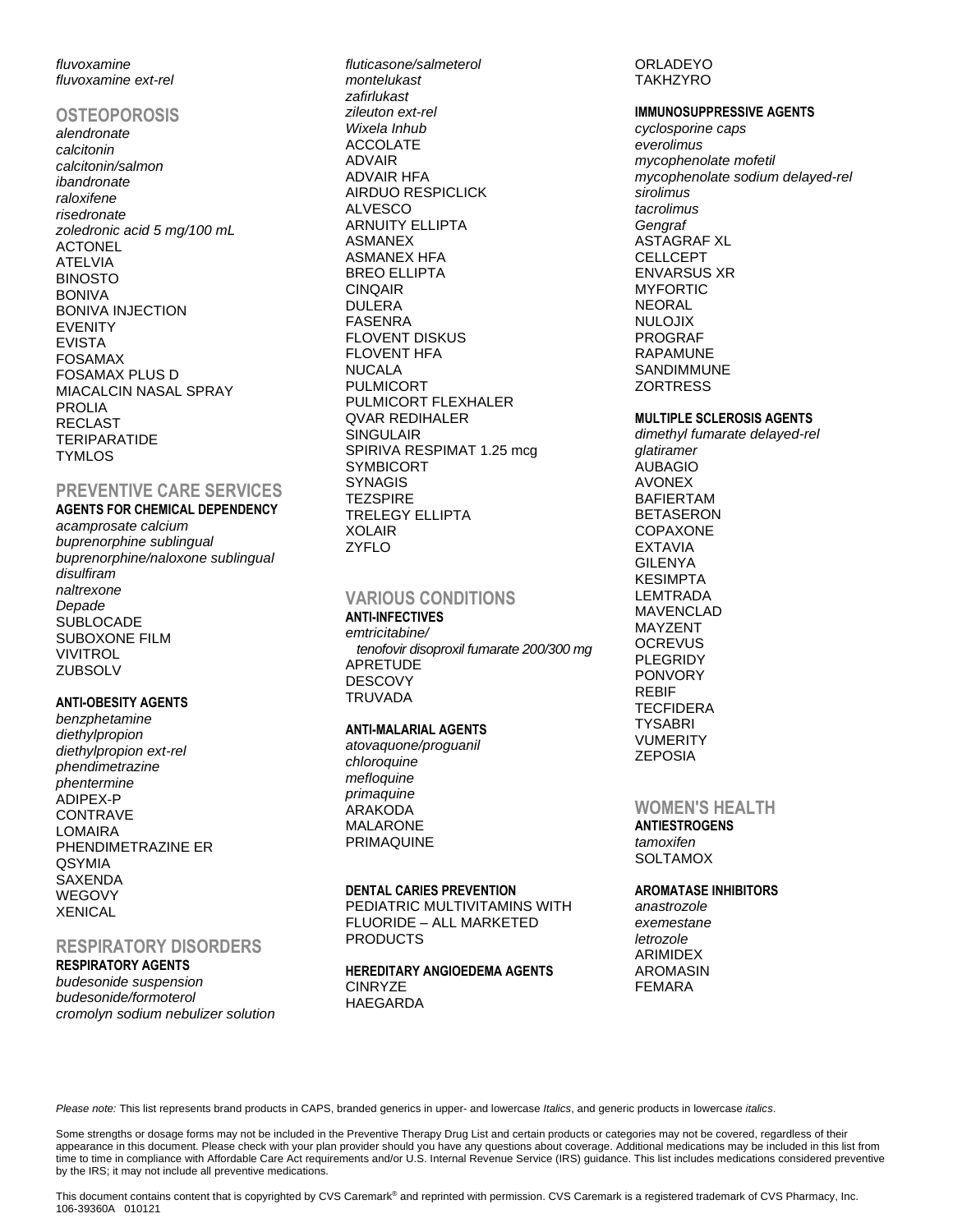*fluvoxamine*
*fluvoxamine ext-rel*

## OSTEOPOROSIS

*alendronate*
*calcitonin*
*calcitonin/salmon*
*ibandronate*
*raloxifene*
*risedronate*
*zoledronic acid 5 mg/100 mL*
ACTONEL
ATELVIA
BINOSTO
BONIVA
BONIVA INJECTION
EVENITY
EVISTA
FOSAMAX
FOSAMAX PLUS D
MIACALCIN NASAL SPRAY
PROLIA
RECLAST
TERIPARATIDE
TYMLOS

## PREVENTIVE CARE SERVICES

### AGENTS FOR CHEMICAL DEPENDENCY

*acamprosate calcium*
*buprenorphine sublingual*
*buprenorphine/naloxone sublingual*
*disulfiram*
*naltrexone*
*Depade*
SUBLOCADE
SUBOXONE FILM
VIVITROL
ZUBSOLV

### ANTI-OBESITY AGENTS

*benzphetamine*
*diethylpropion*
*diethylpropion ext-rel*
*phendimetrazine*
*phentermine*
ADIPEX-P
CONTRAVE
LOMAIRA
PHENDIMETRAZINE ER
QSYMIA
SAXENDA
WEGOVY
XENICAL

## RESPIRATORY DISORDERS

### RESPIRATORY AGENTS

*budesonide suspension*
*budesonide/formoterol*
*cromolyn sodium nebulizer solution*
*fluticasone/salmeterol*
*montelukast*
*zafirlukast*
*zileuton ext-rel*
*Wixela Inhub*
ACCOLATE
ADVAIR
ADVAIR HFA
AIRDUO RESPICLICK
ALVESCO
ARNUITY ELLIPTA
ASMANEX
ASMANEX HFA
BREO ELLIPTA
CINQAIR
DULERA
FASENRA
FLOVENT DISKUS
FLOVENT HFA
NUCALA
PULMICORT
PULMICORT FLEXHALER
QVAR REDIHALER
SINGULAIR
SPIRIVA RESPIMAT 1.25 mcg
SYMBICORT
SYNAGIS
TEZSPIRE
TRELEGY ELLIPTA
XOLAIR
ZYFLO

## VARIOUS CONDITIONS

### ANTI-INFECTIVES

*emtricitabine/ tenofovir disoproxil fumarate 200/300 mg*
APRETUDE
DESCOVY
TRUVADA

### ANTI-MALARIAL AGENTS

*atovaquone/proguanil*
*chloroquine*
*mefloquine*
*primaquine*
ARAKODA
MALARONE
PRIMAQUINE

### DENTAL CARIES PREVENTION

PEDIATRIC MULTIVITAMINS WITH FLUORIDE – ALL MARKETED PRODUCTS

### HEREDITARY ANGIOEDEMA AGENTS

CINRYZE
HAEGARDA
ORLADEYO
TAKHZYRO

### IMMUNOSUPPRESSIVE AGENTS

*cyclosporine caps*
*everolimus*
*mycophenolate mofetil*
*mycophenolate sodium delayed-rel*
*sirolimus*
*tacrolimus*
*Gengraf*
ASTAGRAF XL
CELLCEPT
ENVARSUS XR
MYFORTIC
NEORAL
NULOJIX
PROGRAF
RAPAMUNE
SANDIMMUNE
ZORTRESS

### MULTIPLE SCLEROSIS AGENTS

*dimethyl fumarate delayed-rel*
*glatiramer*
AUBAGIO
AVONEX
BAFIERTAM
BETASERON
COPAXONE
EXTAVIA
GILENYA
KESIMPTA
LEMTRADA
MAVENCLAD
MAYZENT
OCREVUS
PLEGRIDY
PONVORY
REBIF
TECFIDERA
TYSABRI
VUMERITY
ZEPOSIA

## WOMEN'S HEALTH

### ANTIESTROGENS

*tamoxifen*
SOLTAMOX

### AROMATASE INHIBITORS

*anastrozole*
*exemestane*
*letrozole*
ARIMIDEX
AROMASIN
FEMARA

*Please note:* This list represents brand products in CAPS, branded generics in upper- and lowercase *Italics*, and generic products in lowercase *italics*.

Some strengths or dosage forms may not be included in the Preventive Therapy Drug List and certain products or categories may not be covered, regardless of their appearance in this document. Please check with your plan provider should you have any questions about coverage. Additional medications may be included in this list from time to time in compliance with Affordable Care Act requirements and/or U.S. Internal Revenue Service (IRS) guidance. This list includes medications considered preventive by the IRS; it may not include all preventive medications.

This document contains content that is copyrighted by CVS Caremark® and reprinted with permission. CVS Caremark is a registered trademark of CVS Pharmacy, Inc.
106-39360A 010121